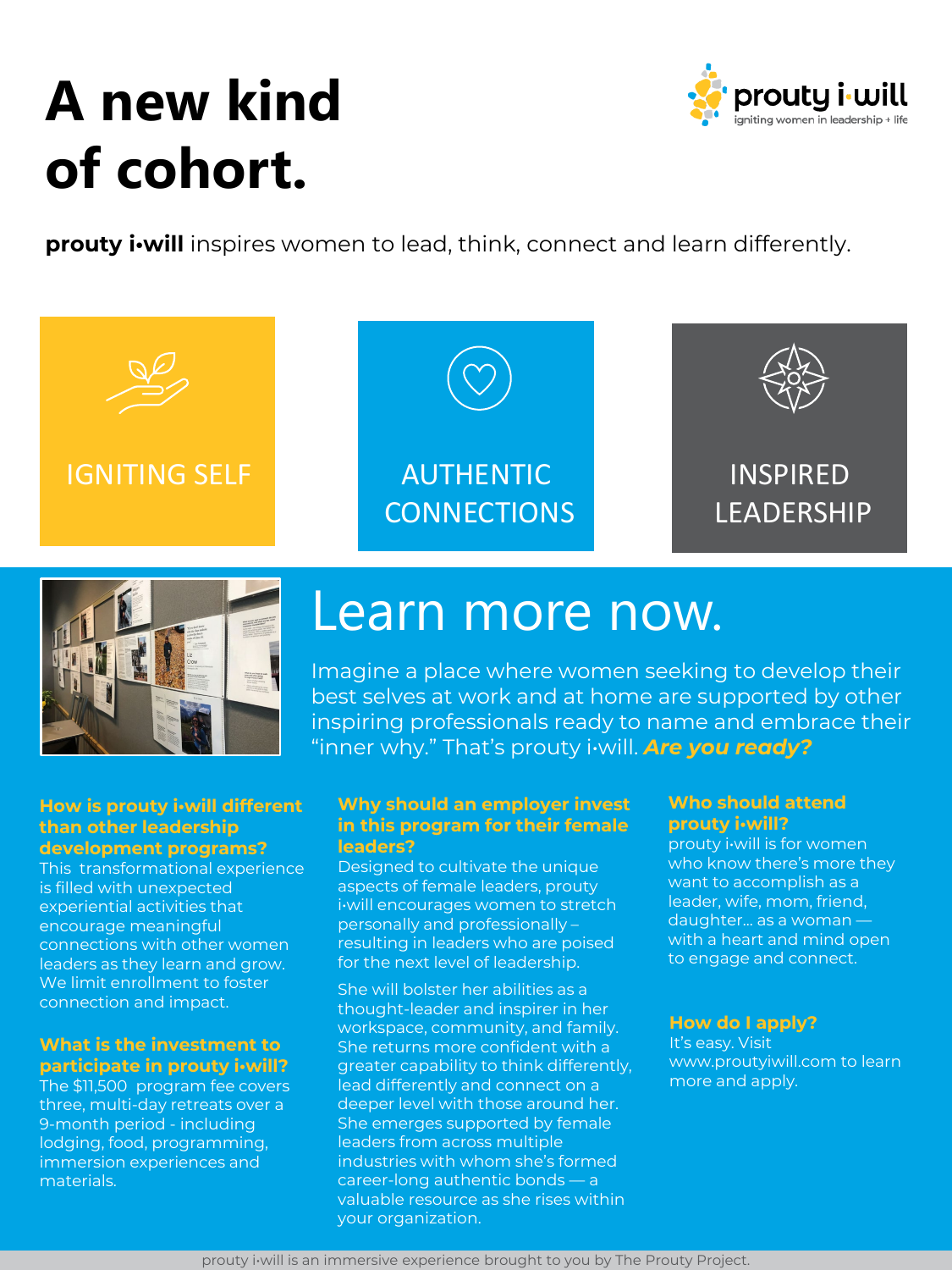# A new kind of cohort.

**prouty i•will** inspires women to lead, think, connect and learn differently.

IGNITING SELF

AUTHENTIC CONNECTIONS

INSPIRED LEADERSHIP

## Learn more now.

Imagine a place where women seeking to develop their best selves at work and at home are supported by other inspiring professionals ready to name and embrace their "inner why." That's prouty i•will. ***Are you ready?***

### How is prouty i•will different than other leadership development programs?

This transformational experience is filled with unexpected experiential activities that encourage meaningful connections with other women leaders as they learn and grow. We limit enrollment to foster connection and impact.

### What is the investment to participate in prouty i•will?

The $11,500 program fee covers three, multi-day retreats over a 9-month period - including lodging, food, programming, immersion experiences and materials.

### Why should an employer invest in this program for their female leaders?

Designed to cultivate the unique aspects of female leaders, prouty i•will encourages women to stretch personally and professionally – resulting in leaders who are poised for the next level of leadership.

She will bolster her abilities as a thought-leader and inspirer in her workspace, community, and family. She returns more confident with a greater capability to think differently, lead differently and connect on a deeper level with those around her. She emerges supported by female leaders from across multiple industries with whom she's formed career-long authentic bonds — a valuable resource as she rises within your organization.

### Who should attend prouty i•will?

prouty i•will is for women who know there's more they want to accomplish as a leader, wife, mom, friend, daughter… as a woman — with a heart and mind open to engage and connect.

### How do I apply?

It's easy. Visit www.proutyiwill.com to learn more and apply.

prouty i•will is an immersive experience brought to you by The Prouty Project.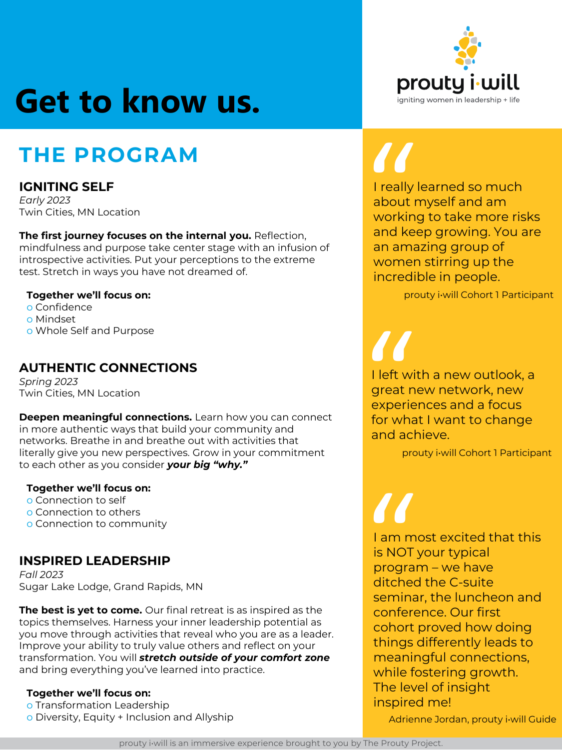# Get to know us.

prouty i·will

igniting women in leadership + life

## THE PROGRAM

### IGNITING SELF

*Early 2023*
Twin Cities, MN Location

**The first journey focuses on the internal you.** Reflection, mindfulness and purpose take center stage with an infusion of introspective activities. Put your perceptions to the extreme test. Stretch in ways you have not dreamed of.

**Together we'll focus on:**

- Confidence
- Mindset
- Whole Self and Purpose

### AUTHENTIC CONNECTIONS

*Spring 2023*
Twin Cities, MN Location

**Deepen meaningful connections.** Learn how you can connect in more authentic ways that build your community and networks. Breathe in and breathe out with activities that literally give you new perspectives. Grow in your commitment to each other as you consider ***your big "why."***

**Together we'll focus on:**

- Connection to self
- Connection to others
- Connection to community

### INSPIRED LEADERSHIP

*Fall 2023*
Sugar Lake Lodge, Grand Rapids, MN

**The best is yet to come.** Our final retreat is as inspired as the topics themselves. Harness your inner leadership potential as you move through activities that reveal who you are as a leader. Improve your ability to truly value others and reflect on your transformation. You will ***stretch outside of your comfort zone*** and bring everything you've learned into practice.

**Together we'll focus on:**

- Transformation Leadership
- Diversity, Equity + Inclusion and Allyship

> "I really learned so much about myself and am working to take more risks and keep growing. You are an amazing group of women stirring up the incredible in people.
>
> prouty i·will Cohort 1 Participant

> "I left with a new outlook, a great new network, new experiences and a focus for what I want to change and achieve.
>
> prouty i·will Cohort 1 Participant

> "I am most excited that this is NOT your typical program – we have ditched the C-suite seminar, the luncheon and conference. Our first cohort proved how doing things differently leads to meaningful connections, while fostering growth. The level of insight inspired me!
>
> Adrienne Jordan, prouty i·will Guide

prouty i·will is an immersive experience brought to you by The Prouty Project.